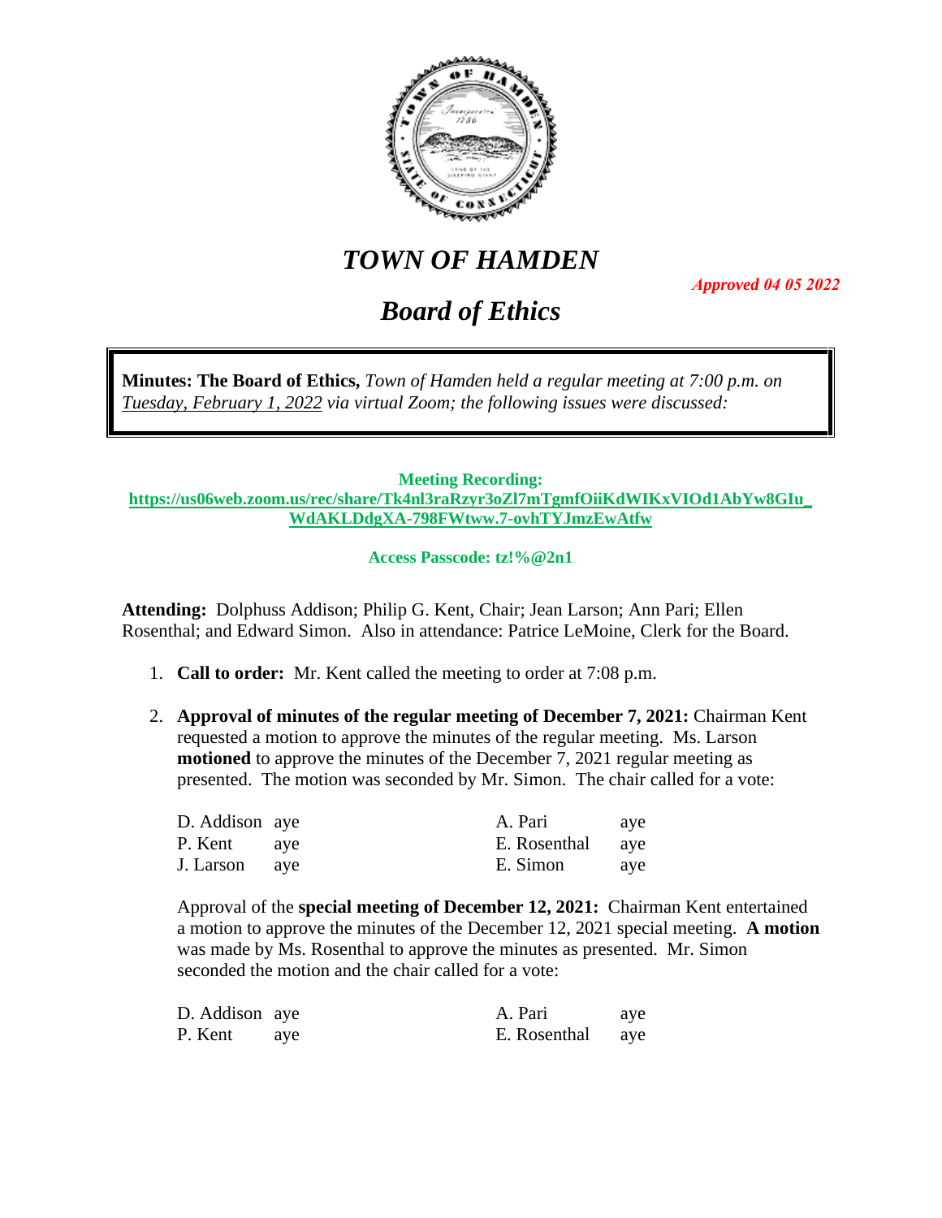# TOWN OF HAMDEN

*Approved 04 05 2022*

## Board of Ethics

**Minutes: The Board of Ethics,** *Town of Hamden held a regular meeting at 7:00 p.m. on* *Tuesday, February 1, 2022 via virtual Zoom; the following issues were discussed:*

**Meeting Recording:**
**https://us06web.zoom.us/rec/share/Tk4nl3raRzyr3oZl7mTgmfOiiKdWIKxVIOd1AbYw8GIu_WdAKLDdgXA-798FWtww.7-ovhTYJmzEwAtfw**

**Access Passcode: tz!%@2n1**

**Attending:** Dolphuss Addison; Philip G. Kent, Chair; Jean Larson; Ann Pari; Ellen Rosenthal; and Edward Simon. Also in attendance: Patrice LeMoine, Clerk for the Board.

1. **Call to order:** Mr. Kent called the meeting to order at 7:08 p.m.

2. **Approval of minutes of the regular meeting of December 7, 2021:** Chairman Kent requested a motion to approve the minutes of the regular meeting. Ms. Larson **motioned** to approve the minutes of the December 7, 2021 regular meeting as presented. The motion was seconded by Mr. Simon. The chair called for a vote:

| | | | |
|---|---|---|---|
| D. Addison | aye | A. Pari | aye |
| P. Kent | aye | E. Rosenthal | aye |
| J. Larson | aye | E. Simon | aye |

Approval of the **special meeting of December 12, 2021:** Chairman Kent entertained a motion to approve the minutes of the December 12, 2021 special meeting. **A motion** was made by Ms. Rosenthal to approve the minutes as presented. Mr. Simon seconded the motion and the chair called for a vote:

| | | | |
|---|---|---|---|
| D. Addison | aye | A. Pari | aye |
| P. Kent | aye | E. Rosenthal | aye |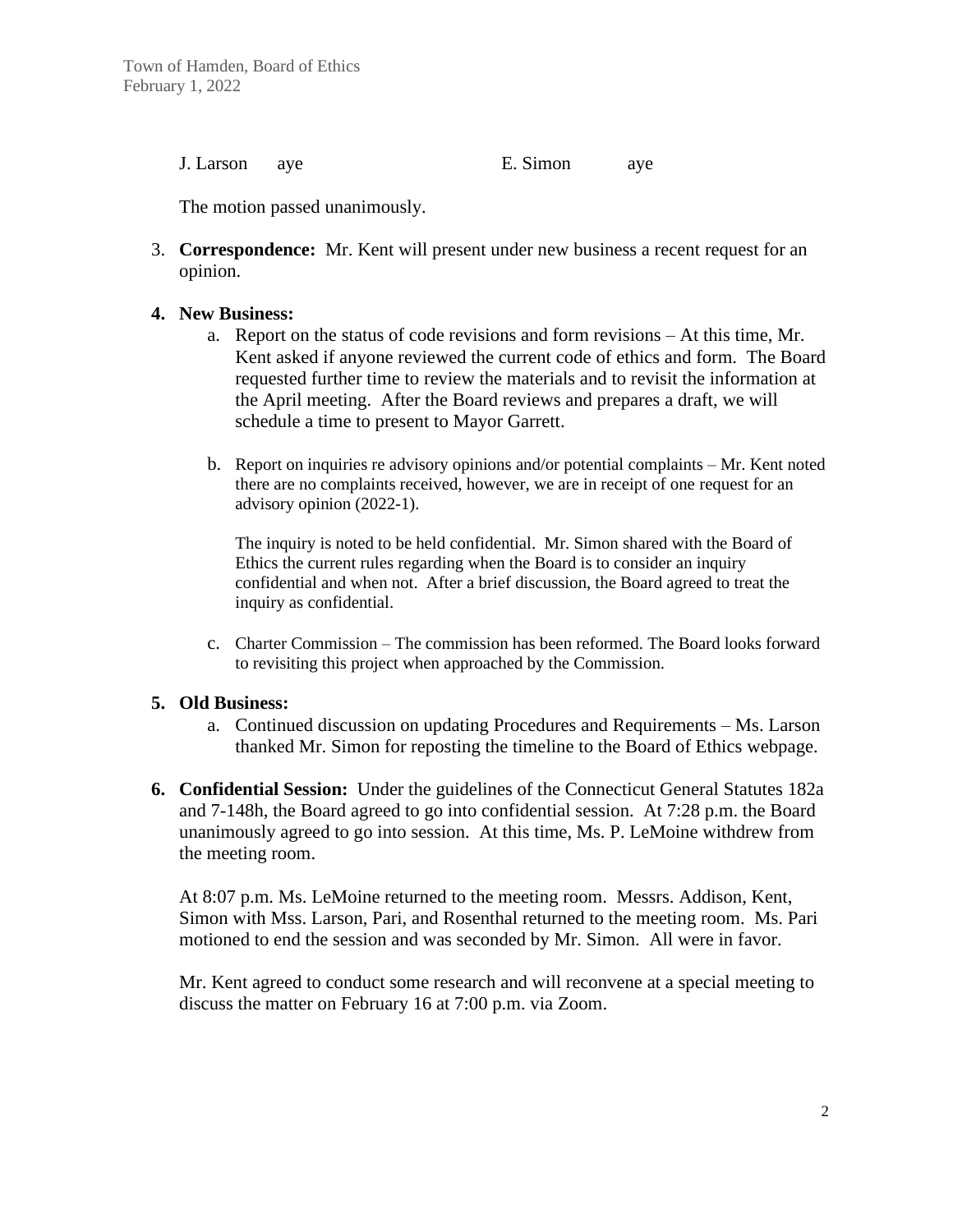J. Larson aye E. Simon aye

The motion passed unanimously.

3. **Correspondence:** Mr. Kent will present under new business a recent request for an opinion.

4. **New Business:**
   a. Report on the status of code revisions and form revisions – At this time, Mr. Kent asked if anyone reviewed the current code of ethics and form. The Board requested further time to review the materials and to revisit the information at the April meeting. After the Board reviews and prepares a draft, we will schedule a time to present to Mayor Garrett.

   b. Report on inquiries re advisory opinions and/or potential complaints – Mr. Kent noted there are no complaints received, however, we are in receipt of one request for an advisory opinion (2022-1).

      The inquiry is noted to be held confidential. Mr. Simon shared with the Board of Ethics the current rules regarding when the Board is to consider an inquiry confidential and when not. After a brief discussion, the Board agreed to treat the inquiry as confidential.

   c. Charter Commission – The commission has been reformed. The Board looks forward to revisiting this project when approached by the Commission.

5. **Old Business:**
   a. Continued discussion on updating Procedures and Requirements – Ms. Larson thanked Mr. Simon for reposting the timeline to the Board of Ethics webpage.

6. **Confidential Session:** Under the guidelines of the Connecticut General Statutes 182a and 7-148h, the Board agreed to go into confidential session. At 7:28 p.m. the Board unanimously agreed to go into session. At this time, Ms. P. LeMoine withdrew from the meeting room.

   At 8:07 p.m. Ms. LeMoine returned to the meeting room. Messrs. Addison, Kent, Simon with Mss. Larson, Pari, and Rosenthal returned to the meeting room. Ms. Pari motioned to end the session and was seconded by Mr. Simon. All were in favor.

   Mr. Kent agreed to conduct some research and will reconvene at a special meeting to discuss the matter on February 16 at 7:00 p.m. via Zoom.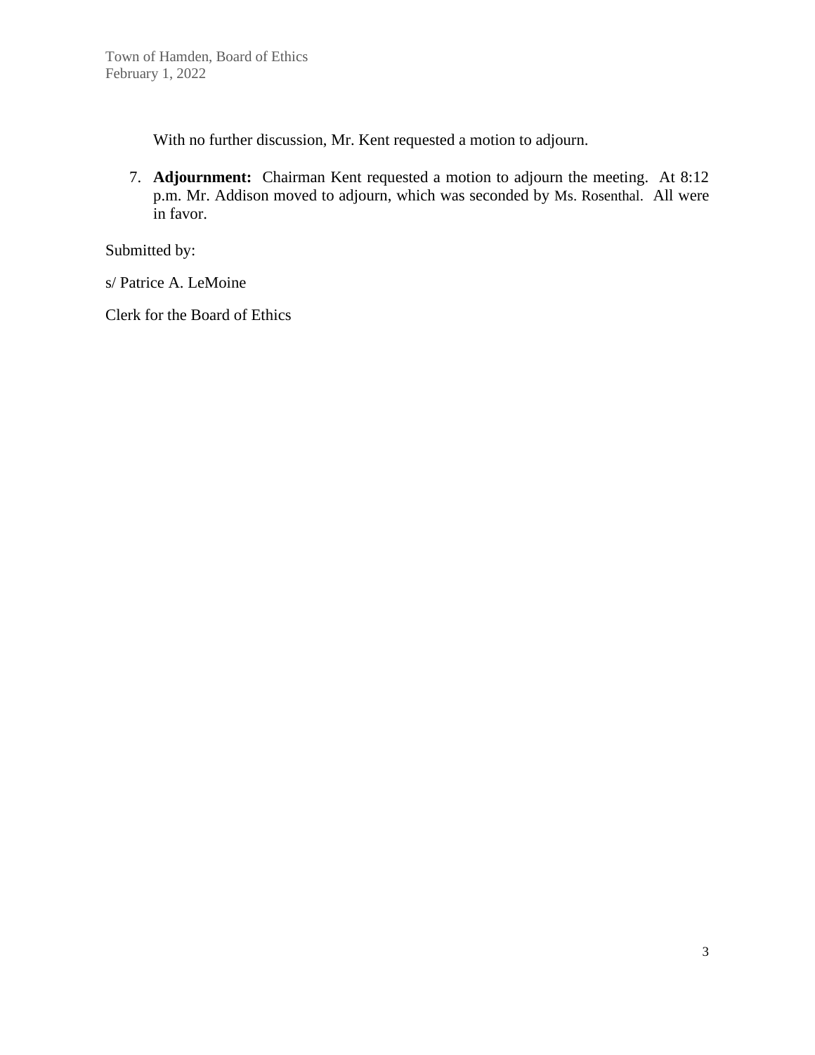With no further discussion, Mr. Kent requested a motion to adjourn.

7. **Adjournment:** Chairman Kent requested a motion to adjourn the meeting. At 8:12 p.m. Mr. Addison moved to adjourn, which was seconded by Ms. Rosenthal. All were in favor.

Submitted by:

s/ Patrice A. LeMoine

Clerk for the Board of Ethics